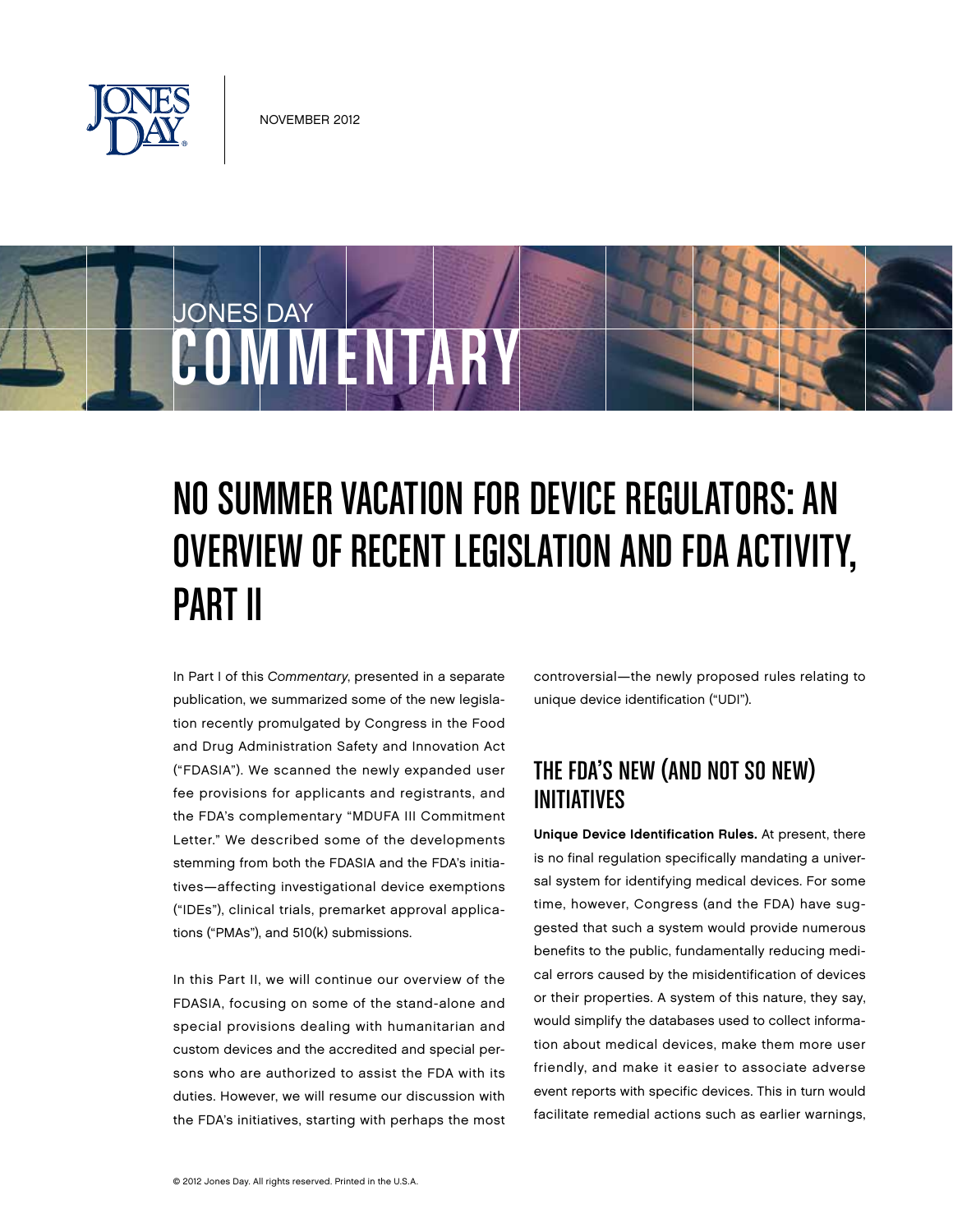NOVEMBER 2012

JONES DAY
COMMENTARY

# NO SUMMER VACATION FOR DEVICE REGULATORS: AN OVERVIEW OF RECENT LEGISLATION AND FDA ACTIVITY, PART II

In Part I of this *Commentary*, presented in a separate publication, we summarized some of the new legislation recently promulgated by Congress in the Food and Drug Administration Safety and Innovation Act ("FDASIA"). We scanned the newly expanded user fee provisions for applicants and registrants, and the FDA's complementary "MDUFA III Commitment Letter." We described some of the developments stemming from both the FDASIA and the FDA's initiatives—affecting investigational device exemptions ("IDEs"), clinical trials, premarket approval applications ("PMAs"), and 510(k) submissions.

In this Part II, we will continue our overview of the FDASIA, focusing on some of the stand-alone and special provisions dealing with humanitarian and custom devices and the accredited and special persons who are authorized to assist the FDA with its duties. However, we will resume our discussion with the FDA's initiatives, starting with perhaps the most controversial—the newly proposed rules relating to unique device identification ("UDI").

## THE FDA'S NEW (AND NOT SO NEW) INITIATIVES

**Unique Device Identification Rules.** At present, there is no final regulation specifically mandating a universal system for identifying medical devices. For some time, however, Congress (and the FDA) have suggested that such a system would provide numerous benefits to the public, fundamentally reducing medical errors caused by the misidentification of devices or their properties. A system of this nature, they say, would simplify the databases used to collect information about medical devices, make them more user friendly, and make it easier to associate adverse event reports with specific devices. This in turn would facilitate remedial actions such as earlier warnings,

© 2012 Jones Day. All rights reserved. Printed in the U.S.A.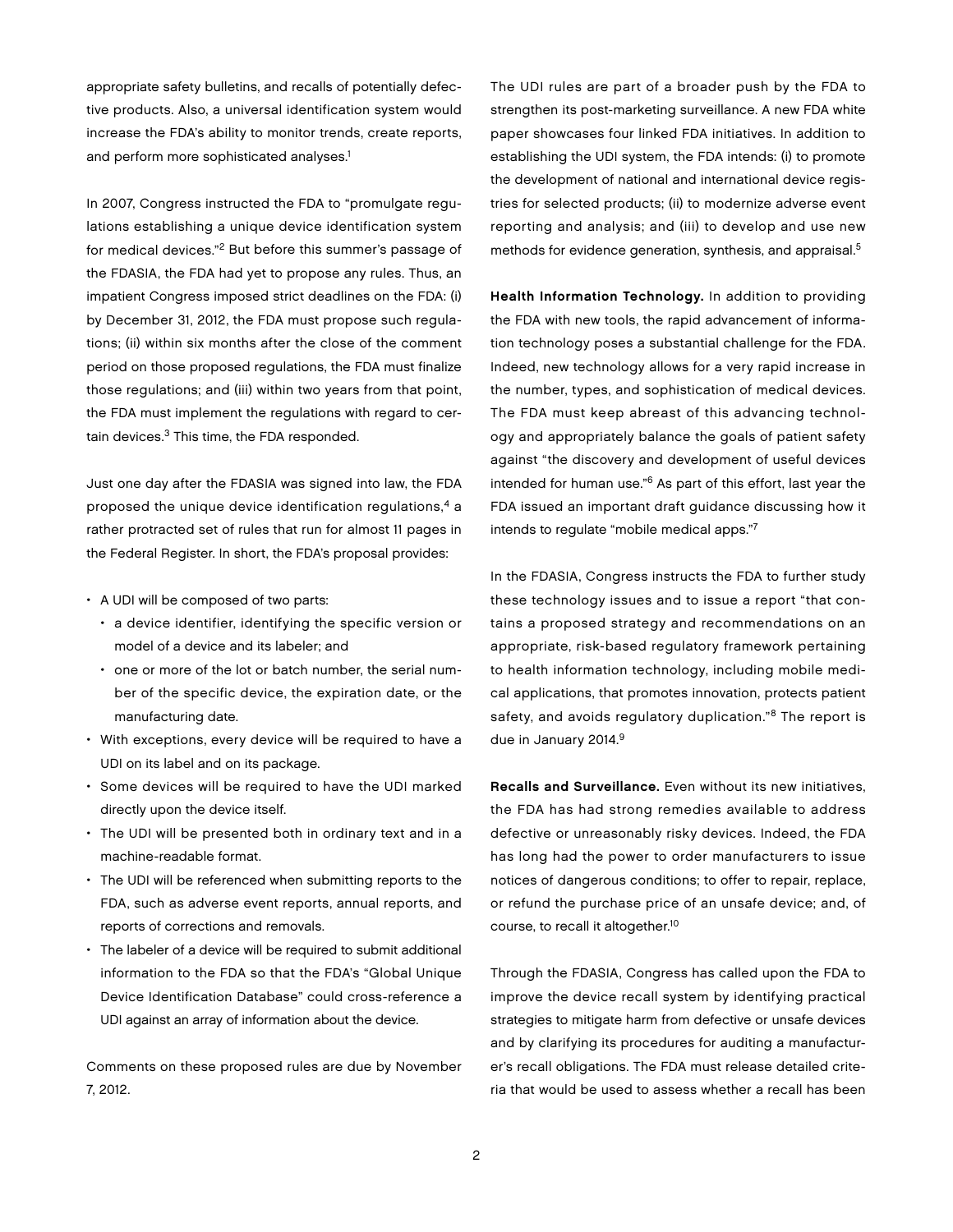appropriate safety bulletins, and recalls of potentially defective products. Also, a universal identification system would increase the FDA's ability to monitor trends, create reports, and perform more sophisticated analyses.[1]

In 2007, Congress instructed the FDA to "promulgate regulations establishing a unique device identification system for medical devices."[2] But before this summer's passage of the FDASIA, the FDA had yet to propose any rules. Thus, an impatient Congress imposed strict deadlines on the FDA: (i) by December 31, 2012, the FDA must propose such regulations; (ii) within six months after the close of the comment period on those proposed regulations, the FDA must finalize those regulations; and (iii) within two years from that point, the FDA must implement the regulations with regard to certain devices.[3] This time, the FDA responded.

Just one day after the FDASIA was signed into law, the FDA proposed the unique device identification regulations,[4] a rather protracted set of rules that run for almost 11 pages in the Federal Register. In short, the FDA's proposal provides:

- A UDI will be composed of two parts:
  - a device identifier, identifying the specific version or model of a device and its labeler; and
  - one or more of the lot or batch number, the serial number of the specific device, the expiration date, or the manufacturing date.
- With exceptions, every device will be required to have a UDI on its label and on its package.
- Some devices will be required to have the UDI marked directly upon the device itself.
- The UDI will be presented both in ordinary text and in a machine-readable format.
- The UDI will be referenced when submitting reports to the FDA, such as adverse event reports, annual reports, and reports of corrections and removals.
- The labeler of a device will be required to submit additional information to the FDA so that the FDA's "Global Unique Device Identification Database" could cross-reference a UDI against an array of information about the device.

Comments on these proposed rules are due by November 7, 2012.

The UDI rules are part of a broader push by the FDA to strengthen its post-marketing surveillance. A new FDA white paper showcases four linked FDA initiatives. In addition to establishing the UDI system, the FDA intends: (i) to promote the development of national and international device registries for selected products; (ii) to modernize adverse event reporting and analysis; and (iii) to develop and use new methods for evidence generation, synthesis, and appraisal.[5]

**Health Information Technology.** In addition to providing the FDA with new tools, the rapid advancement of information technology poses a substantial challenge for the FDA. Indeed, new technology allows for a very rapid increase in the number, types, and sophistication of medical devices. The FDA must keep abreast of this advancing technology and appropriately balance the goals of patient safety against "the discovery and development of useful devices intended for human use."[6] As part of this effort, last year the FDA issued an important draft guidance discussing how it intends to regulate "mobile medical apps."[7]

In the FDASIA, Congress instructs the FDA to further study these technology issues and to issue a report "that contains a proposed strategy and recommendations on an appropriate, risk-based regulatory framework pertaining to health information technology, including mobile medical applications, that promotes innovation, protects patient safety, and avoids regulatory duplication."[8] The report is due in January 2014.[9]

**Recalls and Surveillance.** Even without its new initiatives, the FDA has had strong remedies available to address defective or unreasonably risky devices. Indeed, the FDA has long had the power to order manufacturers to issue notices of dangerous conditions; to offer to repair, replace, or refund the purchase price of an unsafe device; and, of course, to recall it altogether.[10]

Through the FDASIA, Congress has called upon the FDA to improve the device recall system by identifying practical strategies to mitigate harm from defective or unsafe devices and by clarifying its procedures for auditing a manufacturer's recall obligations. The FDA must release detailed criteria that would be used to assess whether a recall has been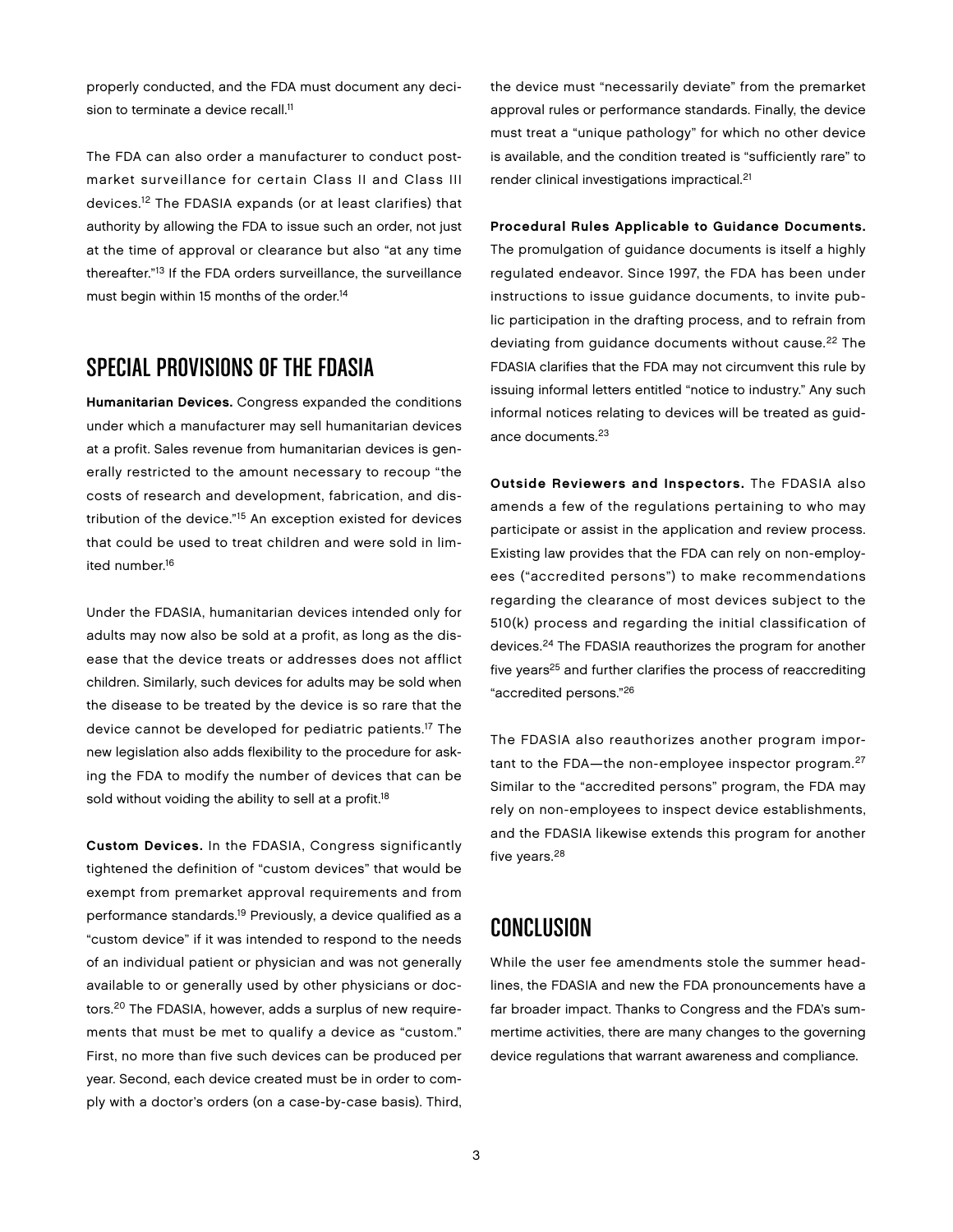properly conducted, and the FDA must document any decision to terminate a device recall.[11]

The FDA can also order a manufacturer to conduct postmarket surveillance for certain Class II and Class III devices.[12] The FDASIA expands (or at least clarifies) that authority by allowing the FDA to issue such an order, not just at the time of approval or clearance but also "at any time thereafter."[13] If the FDA orders surveillance, the surveillance must begin within 15 months of the order.[14]

## SPECIAL PROVISIONS OF THE FDASIA

**Humanitarian Devices.** Congress expanded the conditions under which a manufacturer may sell humanitarian devices at a profit. Sales revenue from humanitarian devices is generally restricted to the amount necessary to recoup "the costs of research and development, fabrication, and distribution of the device."[15] An exception existed for devices that could be used to treat children and were sold in limited number.[16]

Under the FDASIA, humanitarian devices intended only for adults may now also be sold at a profit, as long as the disease that the device treats or addresses does not afflict children. Similarly, such devices for adults may be sold when the disease to be treated by the device is so rare that the device cannot be developed for pediatric patients.[17] The new legislation also adds flexibility to the procedure for asking the FDA to modify the number of devices that can be sold without voiding the ability to sell at a profit.[18]

**Custom Devices.** In the FDASIA, Congress significantly tightened the definition of "custom devices" that would be exempt from premarket approval requirements and from performance standards.[19] Previously, a device qualified as a "custom device" if it was intended to respond to the needs of an individual patient or physician and was not generally available to or generally used by other physicians or doctors.[20] The FDASIA, however, adds a surplus of new requirements that must be met to qualify a device as "custom." First, no more than five such devices can be produced per year. Second, each device created must be in order to comply with a doctor's orders (on a case-by-case basis). Third, the device must "necessarily deviate" from the premarket approval rules or performance standards. Finally, the device must treat a "unique pathology" for which no other device is available, and the condition treated is "sufficiently rare" to render clinical investigations impractical.[21]

**Procedural Rules Applicable to Guidance Documents.** The promulgation of guidance documents is itself a highly regulated endeavor. Since 1997, the FDA has been under instructions to issue guidance documents, to invite public participation in the drafting process, and to refrain from deviating from guidance documents without cause.[22] The FDASIA clarifies that the FDA may not circumvent this rule by issuing informal letters entitled "notice to industry." Any such informal notices relating to devices will be treated as guidance documents.[23]

**Outside Reviewers and Inspectors.** The FDASIA also amends a few of the regulations pertaining to who may participate or assist in the application and review process. Existing law provides that the FDA can rely on non-employees ("accredited persons") to make recommendations regarding the clearance of most devices subject to the 510(k) process and regarding the initial classification of devices.[24] The FDASIA reauthorizes the program for another five years[25] and further clarifies the process of reaccrediting "accredited persons."[26]

The FDASIA also reauthorizes another program important to the FDA—the non-employee inspector program.[27] Similar to the "accredited persons" program, the FDA may rely on non-employees to inspect device establishments, and the FDASIA likewise extends this program for another five years.[28]

## CONCLUSION

While the user fee amendments stole the summer headlines, the FDASIA and new the FDA pronouncements have a far broader impact. Thanks to Congress and the FDA's summertime activities, there are many changes to the governing device regulations that warrant awareness and compliance.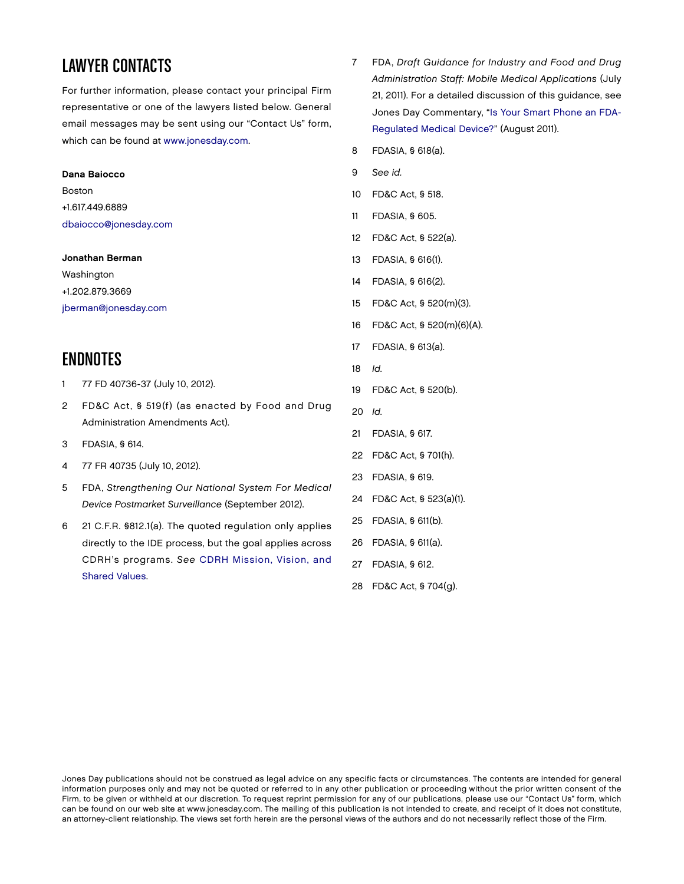## LAWYER CONTACTS

For further information, please contact your principal Firm representative or one of the lawyers listed below. General email messages may be sent using our "Contact Us" form, which can be found at www.jonesday.com.

**Dana Baiocco**
Boston
+1.617.449.6889
dbaiocco@jonesday.com

**Jonathan Berman**
Washington
+1.202.879.3669
jberman@jonesday.com

## ENDNOTES

1 77 FD 40736-37 (July 10, 2012).

2 FD&C Act, § 519(f) (as enacted by Food and Drug Administration Amendments Act).

3 FDASIA, § 614.

4 77 FR 40735 (July 10, 2012).

5 FDA, *Strengthening Our National System For Medical Device Postmarket Surveillance* (September 2012).

6 21 C.F.R. §812.1(a). The quoted regulation only applies directly to the IDE process, but the goal applies across CDRH's programs. *See* CDRH Mission, Vision, and Shared Values.

7 FDA, *Draft Guidance for Industry and Food and Drug Administration Staff: Mobile Medical Applications* (July 21, 2011). For a detailed discussion of this guidance, see Jones Day Commentary, "Is Your Smart Phone an FDA-Regulated Medical Device?" (August 2011).

8 FDASIA, § 618(a).

9 *See id.*

10 FD&C Act, § 518.

11 FDASIA, § 605.

12 FD&C Act, § 522(a).

13 FDASIA, § 616(1).

14 FDASIA, § 616(2).

15 FD&C Act, § 520(m)(3).

16 FD&C Act, § 520(m)(6)(A).

17 FDASIA, § 613(a).

18 *Id.*

19 FD&C Act, § 520(b).

20 *Id.*

21 FDASIA, § 617.

22 FD&C Act, § 701(h).

23 FDASIA, § 619.

24 FD&C Act, § 523(a)(1).

25 FDASIA, § 611(b).

26 FDASIA, § 611(a).

27 FDASIA, § 612.

28 FD&C Act, § 704(g).

Jones Day publications should not be construed as legal advice on any specific facts or circumstances. The contents are intended for general information purposes only and may not be quoted or referred to in any other publication or proceeding without the prior written consent of the Firm, to be given or withheld at our discretion. To request reprint permission for any of our publications, please use our "Contact Us" form, which can be found on our web site at www.jonesday.com. The mailing of this publication is not intended to create, and receipt of it does not constitute, an attorney-client relationship. The views set forth herein are the personal views of the authors and do not necessarily reflect those of the Firm.